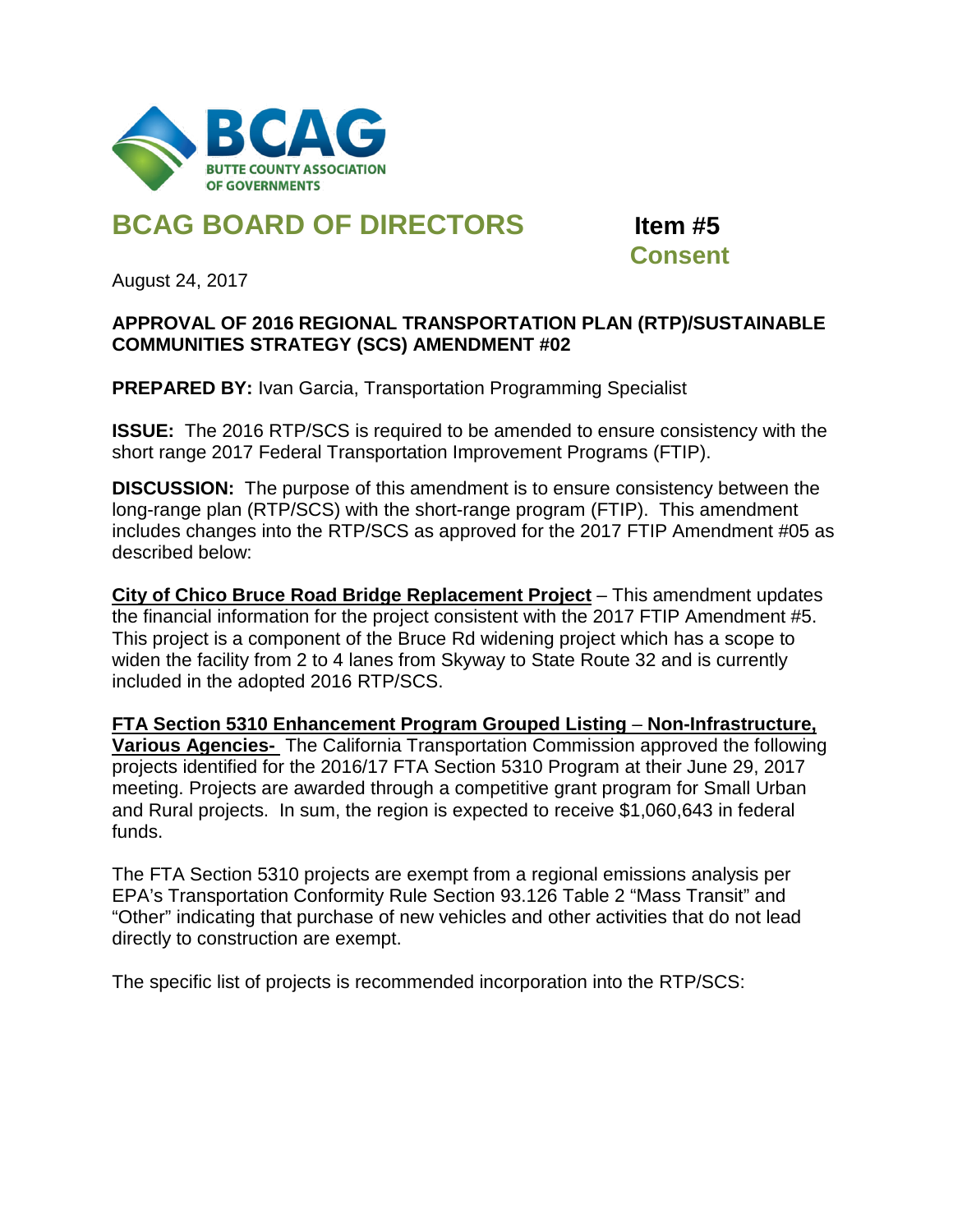BUTTE COUNTY ASSOCIATION OF GOVERNMENTS

# BCAG BOARD OF DIRECTORS

**Item #5**
**Consent**

August 24, 2017

**APPROVAL OF 2016 REGIONAL TRANSPORTATION PLAN (RTP)/SUSTAINABLE COMMUNITIES STRATEGY (SCS) AMENDMENT #02**

**PREPARED BY:** Ivan Garcia, Transportation Programming Specialist

**ISSUE:** The 2016 RTP/SCS is required to be amended to ensure consistency with the short range 2017 Federal Transportation Improvement Programs (FTIP).

**DISCUSSION:** The purpose of this amendment is to ensure consistency between the long-range plan (RTP/SCS) with the short-range program (FTIP). This amendment includes changes into the RTP/SCS as approved for the 2017 FTIP Amendment #05 as described below:

**City of Chico Bruce Road Bridge Replacement Project** – This amendment updates the financial information for the project consistent with the 2017 FTIP Amendment #5. This project is a component of the Bruce Rd widening project which has a scope to widen the facility from 2 to 4 lanes from Skyway to State Route 32 and is currently included in the adopted 2016 RTP/SCS.

**FTA Section 5310 Enhancement Program Grouped Listing – Non-Infrastructure, Various Agencies-** The California Transportation Commission approved the following projects identified for the 2016/17 FTA Section 5310 Program at their June 29, 2017 meeting. Projects are awarded through a competitive grant program for Small Urban and Rural projects. In sum, the region is expected to receive $1,060,643 in federal funds.

The FTA Section 5310 projects are exempt from a regional emissions analysis per EPA's Transportation Conformity Rule Section 93.126 Table 2 "Mass Transit" and "Other" indicating that purchase of new vehicles and other activities that do not lead directly to construction are exempt.

The specific list of projects is recommended incorporation into the RTP/SCS: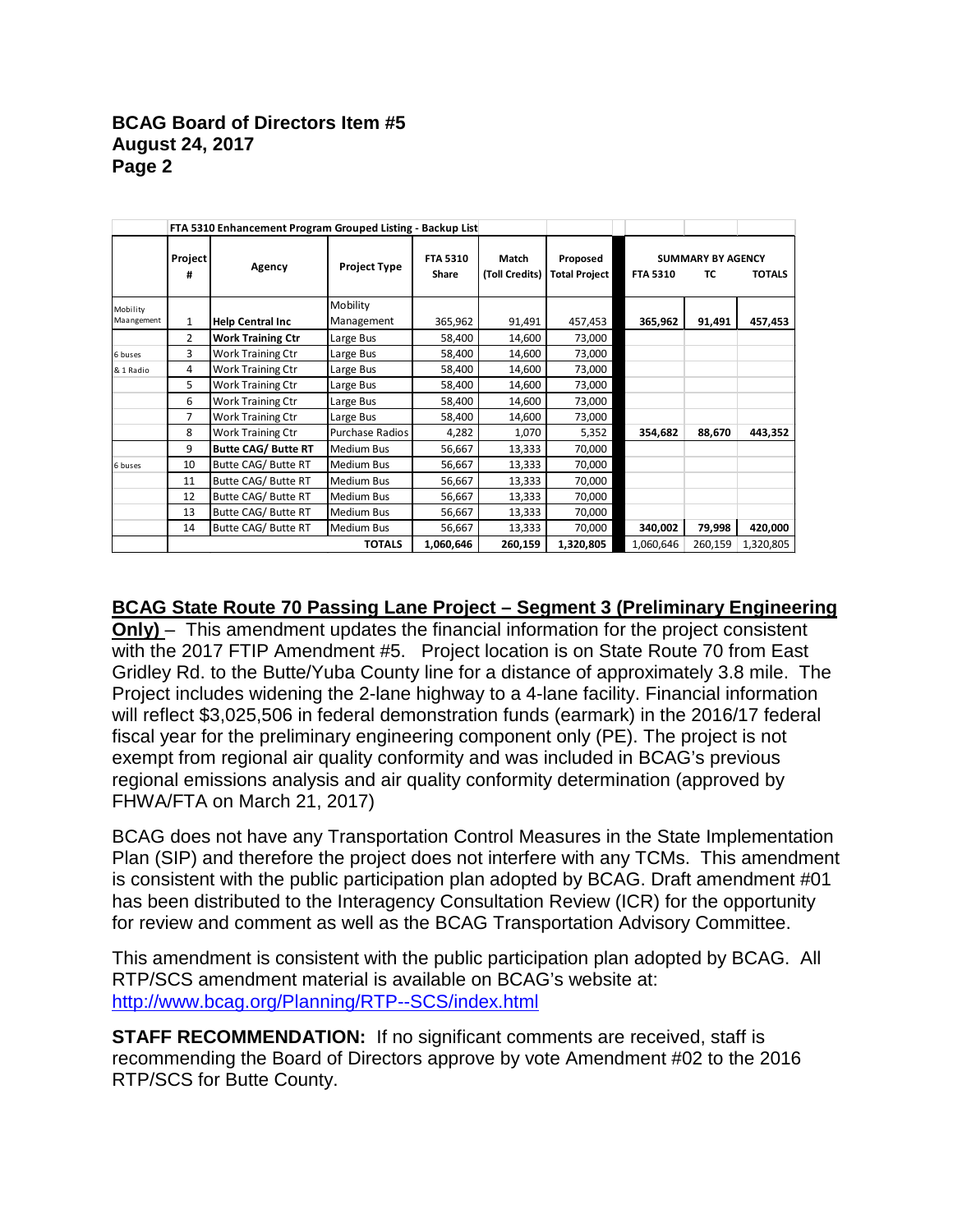**BCAG Board of Directors Item #5**
**August 24, 2017**
**Page 2**

| | FTA 5310 Enhancement Program Grouped Listing - Backup List | | | | | | | | |
|---|---|---|---|---|---|---|---|---|---|
| | Project # | Agency | Project Type | FTA 5310 Share | Match (Toll Credits) | Proposed Total Project | SUMMARY BY AGENCY FTA 5310 | TC | TOTALS |
| Mobility Maangement | 1 | **Help Central Inc** | Mobility Management | 365,962 | 91,491 | 457,453 | **365,962** | **91,491** | **457,453** |
| | 2 | **Work Training Ctr** | Large Bus | 58,400 | 14,600 | 73,000 | | | |
| 6 buses | 3 | Work Training Ctr | Large Bus | 58,400 | 14,600 | 73,000 | | | |
| & 1 Radio | 4 | Work Training Ctr | Large Bus | 58,400 | 14,600 | 73,000 | | | |
| | 5 | Work Training Ctr | Large Bus | 58,400 | 14,600 | 73,000 | | | |
| | 6 | Work Training Ctr | Large Bus | 58,400 | 14,600 | 73,000 | | | |
| | 7 | Work Training Ctr | Large Bus | 58,400 | 14,600 | 73,000 | | | |
| | 8 | Work Training Ctr | Purchase Radios | 4,282 | 1,070 | 5,352 | **354,682** | **88,670** | **443,352** |
| | 9 | **Butte CAG/ Butte RT** | Medium Bus | 56,667 | 13,333 | 70,000 | | | |
| 6 buses | 10 | Butte CAG/ Butte RT | Medium Bus | 56,667 | 13,333 | 70,000 | | | |
| | 11 | Butte CAG/ Butte RT | Medium Bus | 56,667 | 13,333 | 70,000 | | | |
| | 12 | Butte CAG/ Butte RT | Medium Bus | 56,667 | 13,333 | 70,000 | | | |
| | 13 | Butte CAG/ Butte RT | Medium Bus | 56,667 | 13,333 | 70,000 | | | |
| | 14 | Butte CAG/ Butte RT | Medium Bus | 56,667 | 13,333 | 70,000 | **340,002** | **79,998** | **420,000** |
| | | | **TOTALS** | **1,060,646** | **260,159** | **1,320,805** | 1,060,646 | 260,159 | 1,320,805 |

**BCAG State Route 70 Passing Lane Project – Segment 3 (Preliminary Engineering Only)** – This amendment updates the financial information for the project consistent with the 2017 FTIP Amendment #5. Project location is on State Route 70 from East Gridley Rd. to the Butte/Yuba County line for a distance of approximately 3.8 mile. The Project includes widening the 2-lane highway to a 4-lane facility. Financial information will reflect $3,025,506 in federal demonstration funds (earmark) in the 2016/17 federal fiscal year for the preliminary engineering component only (PE). The project is not exempt from regional air quality conformity and was included in BCAG's previous regional emissions analysis and air quality conformity determination (approved by FHWA/FTA on March 21, 2017)

BCAG does not have any Transportation Control Measures in the State Implementation Plan (SIP) and therefore the project does not interfere with any TCMs. This amendment is consistent with the public participation plan adopted by BCAG. Draft amendment #01 has been distributed to the Interagency Consultation Review (ICR) for the opportunity for review and comment as well as the BCAG Transportation Advisory Committee.

This amendment is consistent with the public participation plan adopted by BCAG. All RTP/SCS amendment material is available on BCAG's website at: http://www.bcag.org/Planning/RTP--SCS/index.html

**STAFF RECOMMENDATION:** If no significant comments are received, staff is recommending the Board of Directors approve by vote Amendment #02 to the 2016 RTP/SCS for Butte County.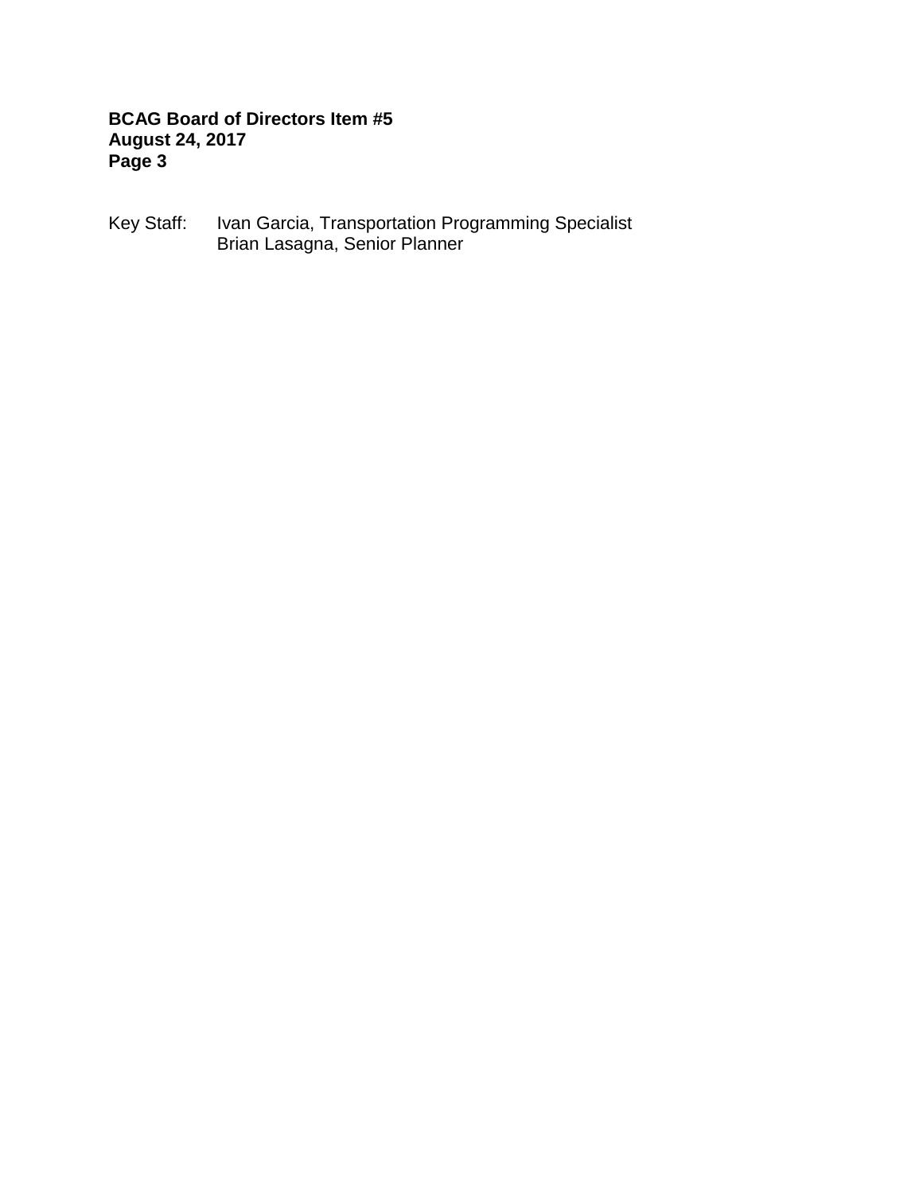Key Staff: Ivan Garcia, Transportation Programming Specialist
Brian Lasagna, Senior Planner